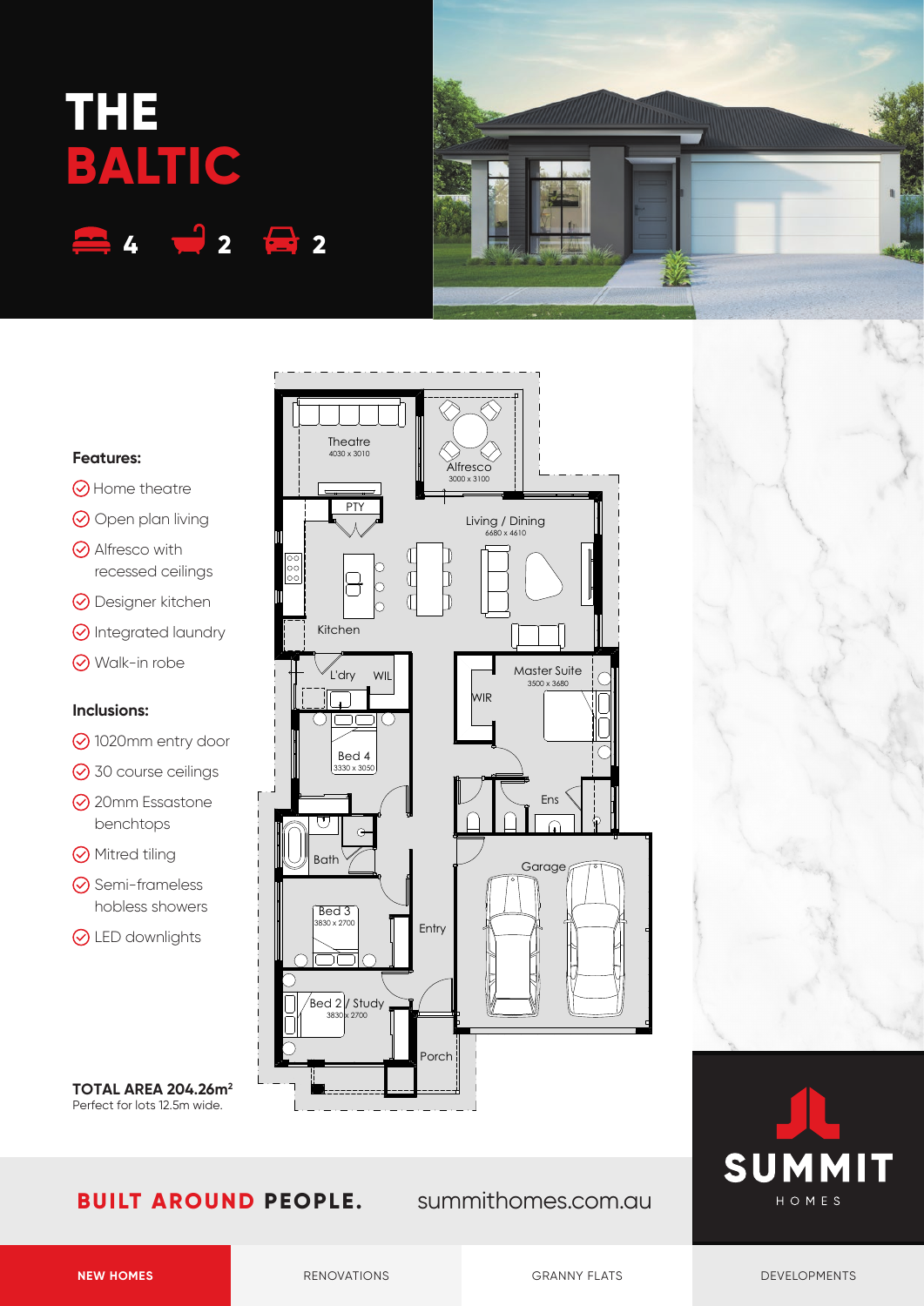# THE BALTIC

4 2 2

**Features:**

- Home theatre
- Open plan living
- Alfresco with recessed ceilings
- Designer kitchen
- Integrated laundry
- Walk-in robe

**Inclusions:**

- 1020mm entry door
- 30 course ceilings
- 20mm Essastone benchtops
- Mitred tiling
- Semi-frameless hobless showers
- LED downlights

Theatre 4030 x 3010

Alfresco 3000 x 3100

PTY

Living / Dining 6680 x 4610

Kitchen

L'dry

WIL

Master Suite 3500 x 3680

WIR

Bed 4 3330 x 3050

Ens

Bath

Garage

Bed 3 3830 x 2700

Entry

Bed 2 / Study 3830 x 2700

Porch

**TOTAL AREA 204.26m²**
Perfect for lots 12.5m wide.

**BUILT AROUND PEOPLE.** summithomes.com.au

SUMMIT HOMES

NEW HOMES | RENOVATIONS | GRANNY FLATS | DEVELOPMENTS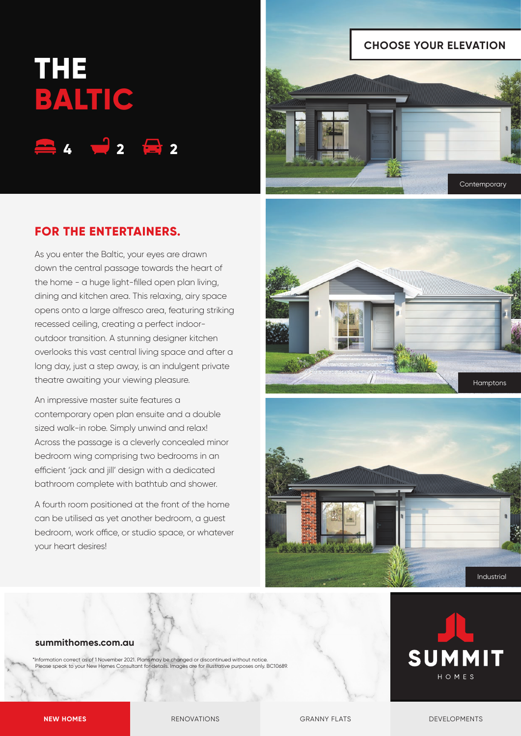# THE BALTIC

4 2 2

## CHOOSE YOUR ELEVATION

Contemporary

Hamptons

Industrial

## FOR THE ENTERTAINERS.

As you enter the Baltic, your eyes are drawn down the central passage towards the heart of the home - a huge light-filled open plan living, dining and kitchen area. This relaxing, airy space opens onto a large alfresco area, featuring striking recessed ceiling, creating a perfect indoor-outdoor transition. A stunning designer kitchen overlooks this vast central living space and after a long day, just a step away, is an indulgent private theatre awaiting your viewing pleasure.

An impressive master suite features a contemporary open plan ensuite and a double sized walk-in robe. Simply unwind and relax! Across the passage is a cleverly concealed minor bedroom wing comprising two bedrooms in an efficient 'jack and jill' design with a dedicated bathroom complete with bathtub and shower.

A fourth room positioned at the front of the home can be utilised as yet another bedroom, a guest bedroom, work office, or studio space, or whatever your heart desires!

**summithomes.com.au**

*Information correct as of 1 November 2021. Plans may be changed or discontinued without notice. Please speak to your New Homes Consultant for details. Images are for illustrative purposes only. BC10689.

SUMMIT HOMES

NEW HOMES | RENOVATIONS | GRANNY FLATS | DEVELOPMENTS